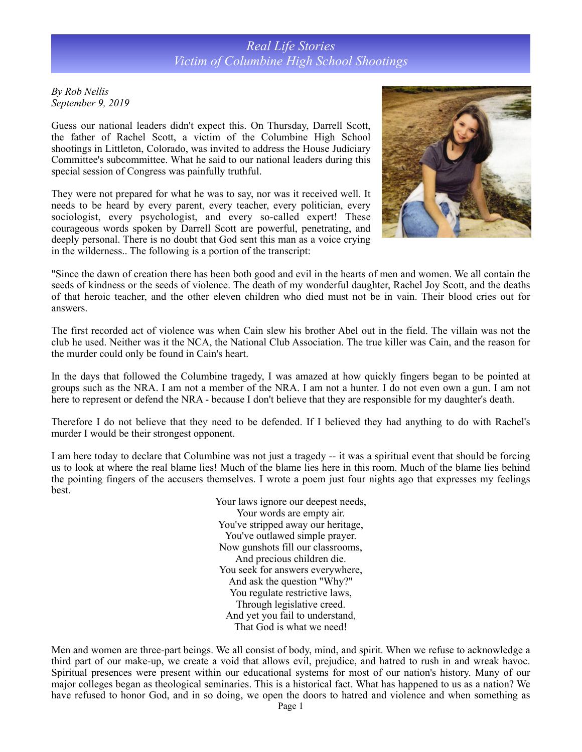# *Real Life Stories*
# *Victim of Columbine High School Shootings*

*By Rob Nellis*
*September 9, 2019*

Guess our national leaders didn't expect this. On Thursday, Darrell Scott, the father of Rachel Scott, a victim of the Columbine High School shootings in Littleton, Colorado, was invited to address the House Judiciary Committee's subcommittee. What he said to our national leaders during this special session of Congress was painfully truthful.

They were not prepared for what he was to say, nor was it received well. It needs to be heard by every parent, every teacher, every politician, every sociologist, every psychologist, and every so-called expert! These courageous words spoken by Darrell Scott are powerful, penetrating, and deeply personal. There is no doubt that God sent this man as a voice crying in the wilderness.. The following is a portion of the transcript:

"Since the dawn of creation there has been both good and evil in the hearts of men and women. We all contain the seeds of kindness or the seeds of violence. The death of my wonderful daughter, Rachel Joy Scott, and the deaths of that heroic teacher, and the other eleven children who died must not be in vain. Their blood cries out for answers.

The first recorded act of violence was when Cain slew his brother Abel out in the field. The villain was not the club he used. Neither was it the NCA, the National Club Association. The true killer was Cain, and the reason for the murder could only be found in Cain's heart.

In the days that followed the Columbine tragedy, I was amazed at how quickly fingers began to be pointed at groups such as the NRA. I am not a member of the NRA. I am not a hunter. I do not even own a gun. I am not here to represent or defend the NRA - because I don't believe that they are responsible for my daughter's death.

Therefore I do not believe that they need to be defended. If I believed they had anything to do with Rachel's murder I would be their strongest opponent.

I am here today to declare that Columbine was not just a tragedy -- it was a spiritual event that should be forcing us to look at where the real blame lies! Much of the blame lies here in this room. Much of the blame lies behind the pointing fingers of the accusers themselves. I wrote a poem just four nights ago that expresses my feelings best.

Your laws ignore our deepest needs,
Your words are empty air.
You've stripped away our heritage,
You've outlawed simple prayer.
Now gunshots fill our classrooms,
And precious children die.
You seek for answers everywhere,
And ask the question "Why?"
You regulate restrictive laws,
Through legislative creed.
And yet you fail to understand,
That God is what we need!

Men and women are three-part beings. We all consist of body, mind, and spirit. When we refuse to acknowledge a third part of our make-up, we create a void that allows evil, prejudice, and hatred to rush in and wreak havoc. Spiritual presences were present within our educational systems for most of our nation's history. Many of our major colleges began as theological seminaries. This is a historical fact. What has happened to us as a nation? We have refused to honor God, and in so doing, we open the doors to hatred and violence and when something as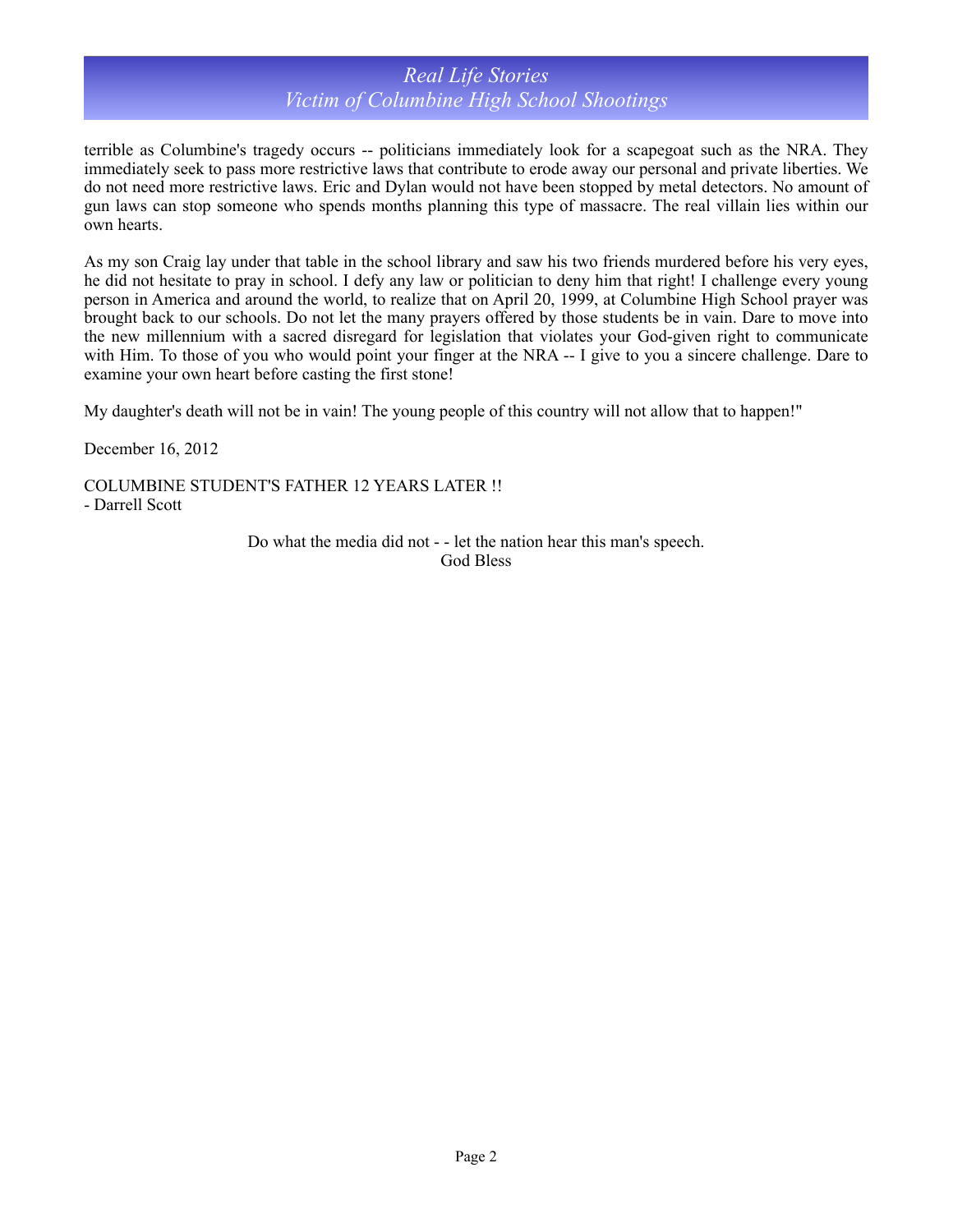terrible as Columbine's tragedy occurs -- politicians immediately look for a scapegoat such as the NRA. They immediately seek to pass more restrictive laws that contribute to erode away our personal and private liberties. We do not need more restrictive laws. Eric and Dylan would not have been stopped by metal detectors. No amount of gun laws can stop someone who spends months planning this type of massacre. The real villain lies within our own hearts.

As my son Craig lay under that table in the school library and saw his two friends murdered before his very eyes, he did not hesitate to pray in school. I defy any law or politician to deny him that right! I challenge every young person in America and around the world, to realize that on April 20, 1999, at Columbine High School prayer was brought back to our schools. Do not let the many prayers offered by those students be in vain. Dare to move into the new millennium with a sacred disregard for legislation that violates your God-given right to communicate with Him. To those of you who would point your finger at the NRA -- I give to you a sincere challenge. Dare to examine your own heart before casting the first stone!

My daughter's death will not be in vain! The young people of this country will not allow that to happen!"

December 16, 2012

COLUMBINE STUDENT'S FATHER 12 YEARS LATER !!
- Darrell Scott

Do what the media did not - - let the nation hear this man's speech.
God Bless